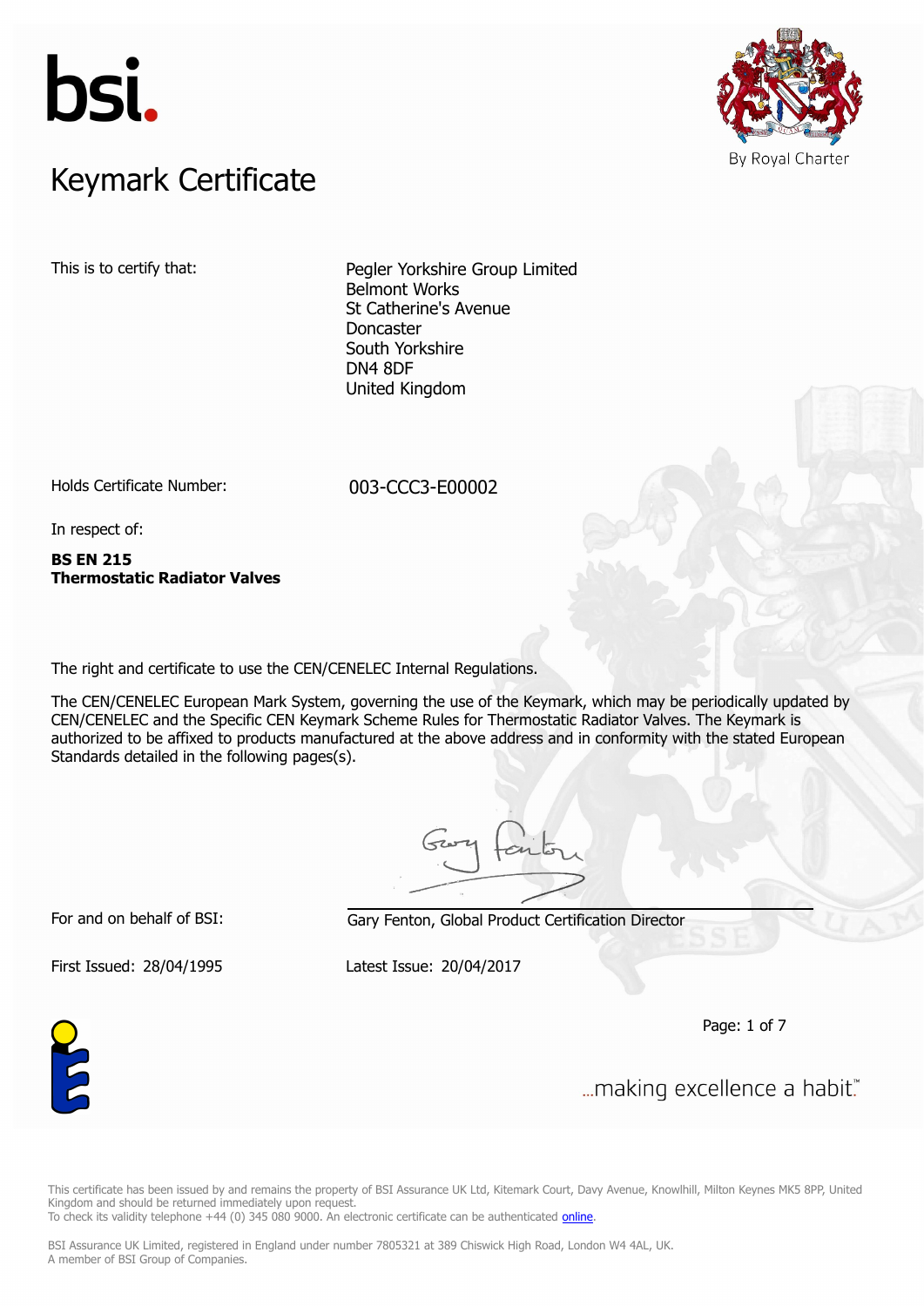bsi.

# Keymark Certificate

By Royal Charter

This is to certify that:

Pegler Yorkshire Group Limited
Belmont Works
St Catherine's Avenue
Doncaster
South Yorkshire
DN4 8DF
United Kingdom

Holds Certificate Number: 003-CCC3-E00002

In respect of:

**BS EN 215**
**Thermostatic Radiator Valves**

The right and certificate to use the CEN/CENELEC Internal Regulations.

The CEN/CENELEC European Mark System, governing the use of the Keymark, which may be periodically updated by CEN/CENELEC and the Specific CEN Keymark Scheme Rules for Thermostatic Radiator Valves. The Keymark is authorized to be affixed to products manufactured at the above address and in conformity with the stated European Standards detailed in the following pages(s).

For and on behalf of BSI: Gary Fenton, Global Product Certification Director

First Issued: 28/04/1995 Latest Issue: 20/04/2017

...making excellence a habit.™

This certificate has been issued by and remains the property of BSI Assurance UK Ltd, Kitemark Court, Davy Avenue, Knowlhill, Milton Keynes MK5 8PP, United Kingdom and should be returned immediately upon request.
To check its validity telephone +44 (0) 345 080 9000. An electronic certificate can be authenticated online.

BSI Assurance UK Limited, registered in England under number 7805321 at 389 Chiswick High Road, London W4 4AL, UK.
A member of BSI Group of Companies.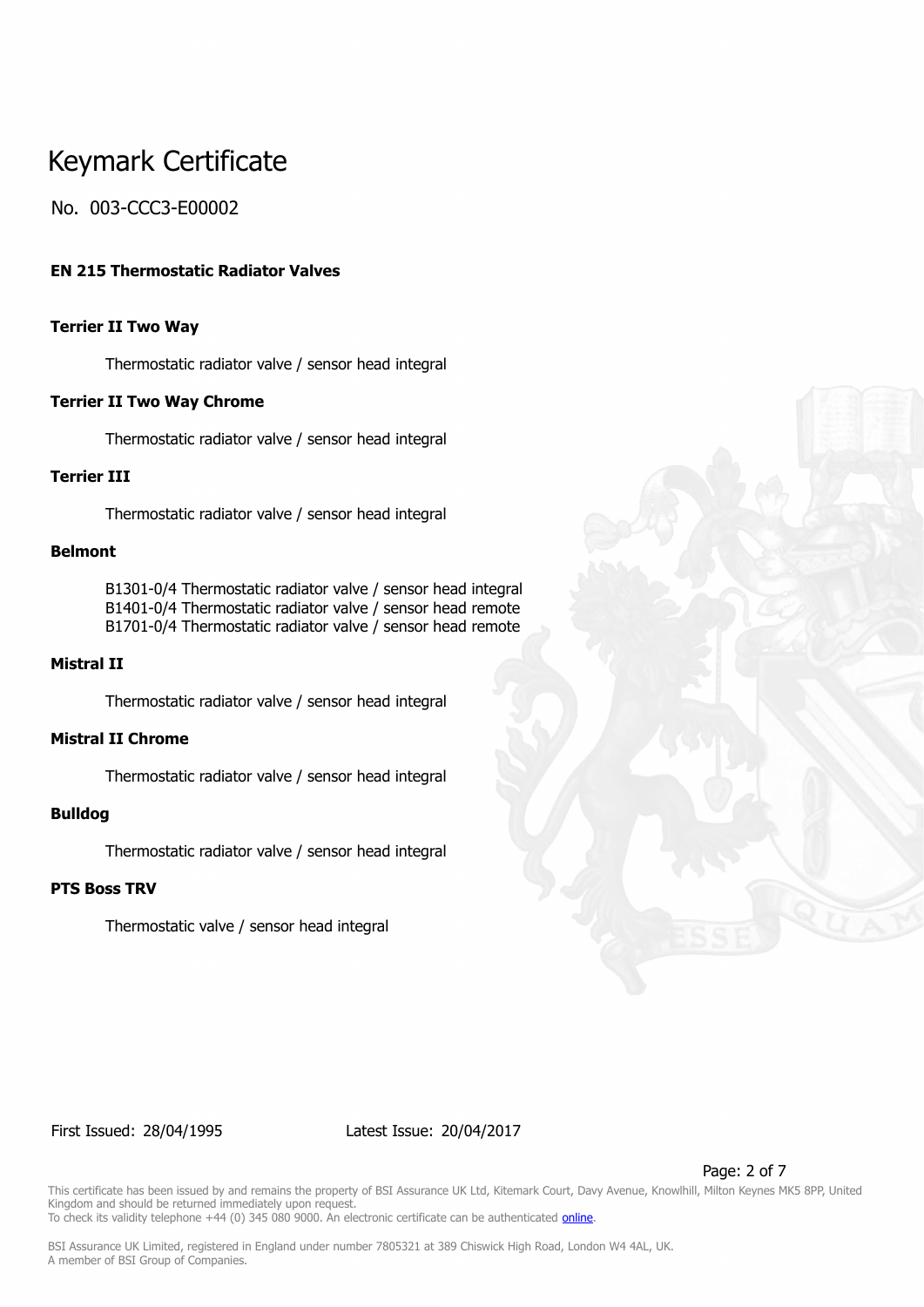**EN 215 Thermostatic Radiator Valves**

**Terrier II Two Way**

Thermostatic radiator valve / sensor head integral

**Terrier II Two Way Chrome**

Thermostatic radiator valve / sensor head integral

**Terrier III**

Thermostatic radiator valve / sensor head integral

**Belmont**

B1301-0/4 Thermostatic radiator valve / sensor head integral
B1401-0/4 Thermostatic radiator valve / sensor head remote
B1701-0/4 Thermostatic radiator valve / sensor head remote

**Mistral II**

Thermostatic radiator valve / sensor head integral

**Mistral II Chrome**

Thermostatic radiator valve / sensor head integral

**Bulldog**

Thermostatic radiator valve / sensor head integral

**PTS Boss TRV**

Thermostatic valve / sensor head integral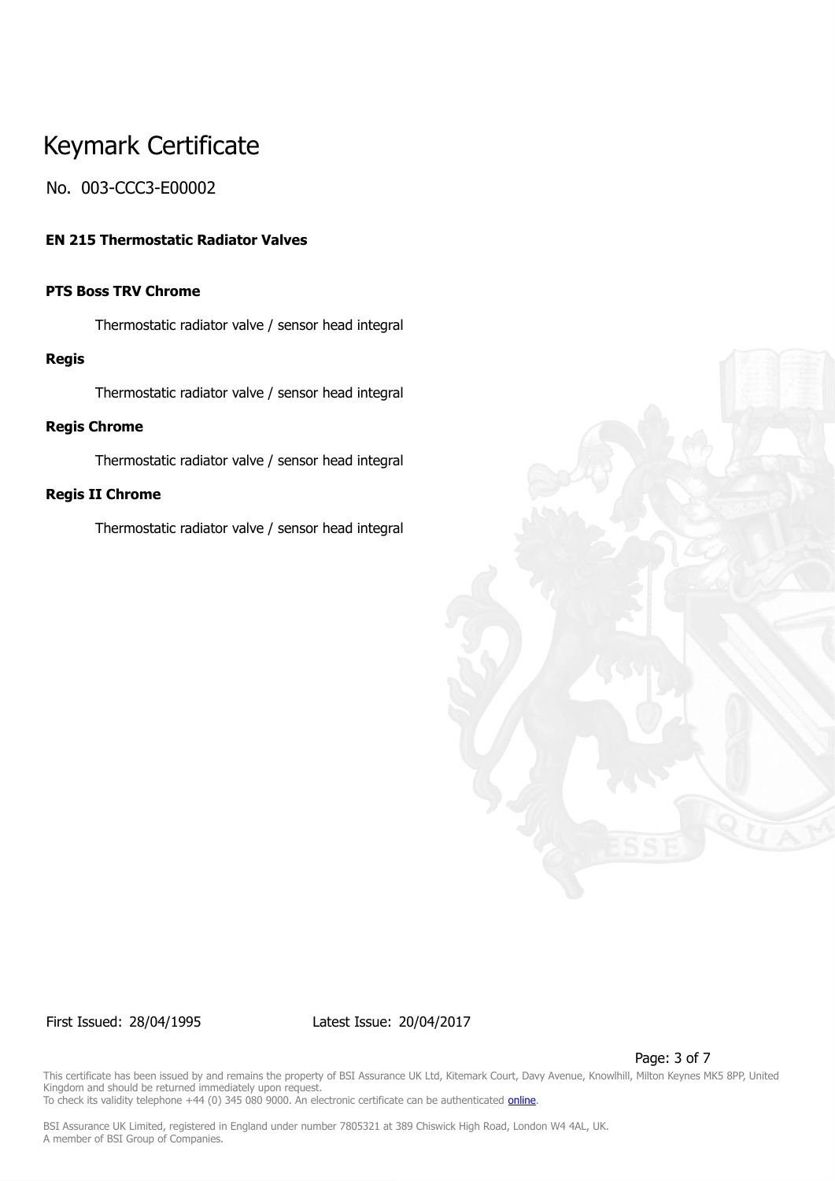# Keymark Certificate

No. 003-CCC3-E00002

**EN 215 Thermostatic Radiator Valves**

**PTS Boss TRV Chrome**

Thermostatic radiator valve / sensor head integral

**Regis**

Thermostatic radiator valve / sensor head integral

**Regis Chrome**

Thermostatic radiator valve / sensor head integral

**Regis II Chrome**

Thermostatic radiator valve / sensor head integral

First Issued: 28/04/1995 Latest Issue: 20/04/2017

This certificate has been issued by and remains the property of BSI Assurance UK Ltd, Kitemark Court, Davy Avenue, Knowlhill, Milton Keynes MK5 8PP, United Kingdom and should be returned immediately upon request.
To check its validity telephone +44 (0) 345 080 9000. An electronic certificate can be authenticated online.

BSI Assurance UK Limited, registered in England under number 7805321 at 389 Chiswick High Road, London W4 4AL, UK.
A member of BSI Group of Companies.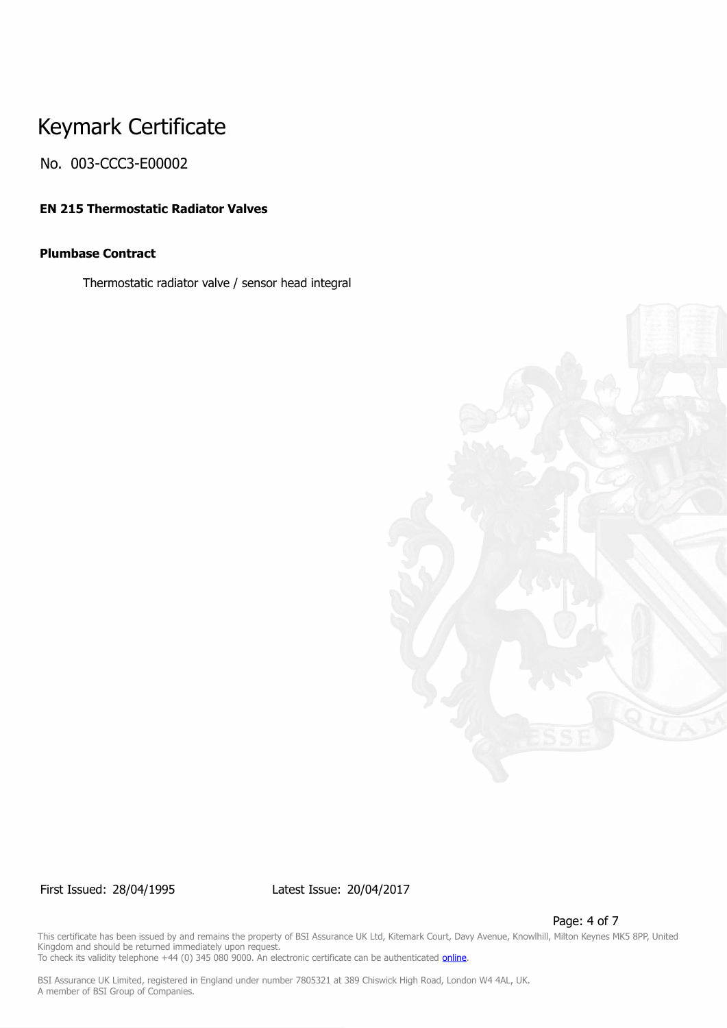# Keymark Certificate

No. 003-CCC3-E00002

**EN 215 Thermostatic Radiator Valves**

**Plumbase Contract**

Thermostatic radiator valve / sensor head integral

First Issued: 28/04/1995 Latest Issue: 20/04/2017

This certificate has been issued by and remains the property of BSI Assurance UK Ltd, Kitemark Court, Davy Avenue, Knowlhill, Milton Keynes MK5 8PP, United Kingdom and should be returned immediately upon request.
To check its validity telephone +44 (0) 345 080 9000. An electronic certificate can be authenticated online.

BSI Assurance UK Limited, registered in England under number 7805321 at 389 Chiswick High Road, London W4 4AL, UK.
A member of BSI Group of Companies.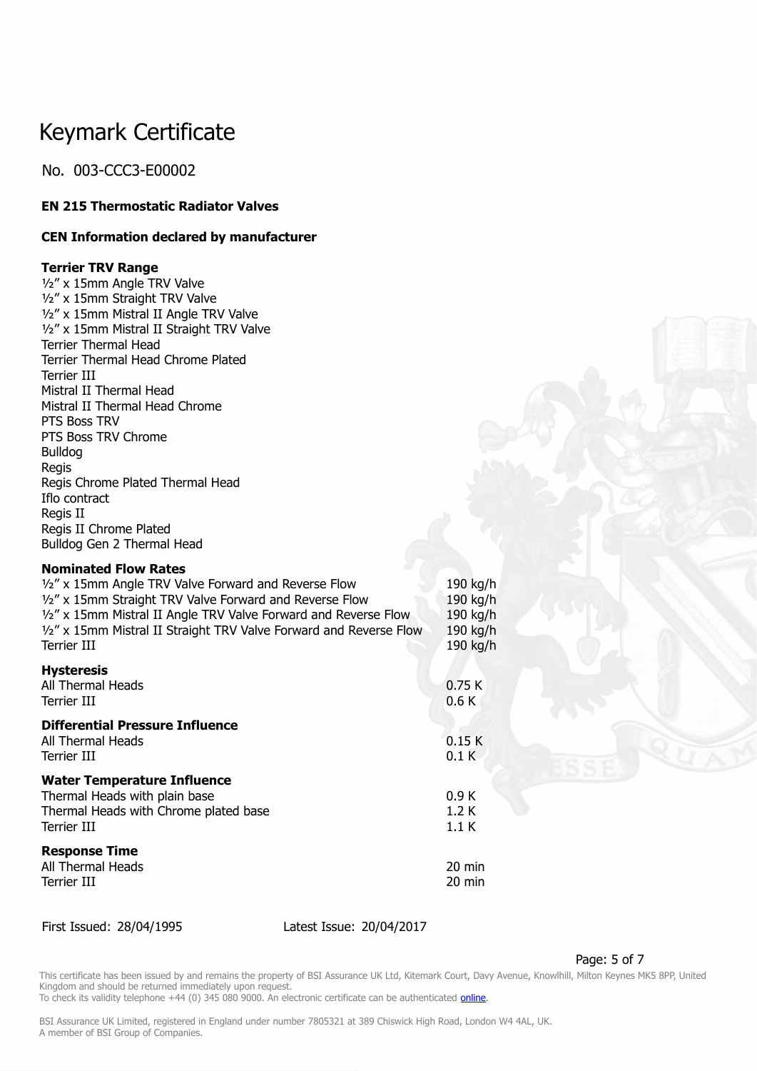# Keymark Certificate

No. 003-CCC3-E00002

**EN 215 Thermostatic Radiator Valves**

**CEN Information declared by manufacturer**

**Terrier TRV Range**

½″ x 15mm Angle TRV Valve
½″ x 15mm Straight TRV Valve
½″ x 15mm Mistral II Angle TRV Valve
½″ x 15mm Mistral II Straight TRV Valve
Terrier Thermal Head
Terrier Thermal Head Chrome Plated
Terrier III
Mistral II Thermal Head
Mistral II Thermal Head Chrome
PTS Boss TRV
PTS Boss TRV Chrome
Bulldog
Regis
Regis Chrome Plated Thermal Head
Iflo contract
Regis II
Regis II Chrome Plated
Bulldog Gen 2 Thermal Head

**Nominated Flow Rates**

| | |
|---|---|
| ½″ x 15mm Angle TRV Valve Forward and Reverse Flow | 190 kg/h |
| ½″ x 15mm Straight TRV Valve Forward and Reverse Flow | 190 kg/h |
| ½″ x 15mm Mistral II Angle TRV Valve Forward and Reverse Flow | 190 kg/h |
| ½″ x 15mm Mistral II Straight TRV Valve Forward and Reverse Flow | 190 kg/h |
| Terrier III | 190 kg/h |

**Hysteresis**

| | |
|---|---|
| All Thermal Heads | 0.75 K |
| Terrier III | 0.6 K |

**Differential Pressure Influence**

| | |
|---|---|
| All Thermal Heads | 0.15 K |
| Terrier III | 0.1 K |

**Water Temperature Influence**

| | |
|---|---|
| Thermal Heads with plain base | 0.9 K |
| Thermal Heads with Chrome plated base | 1.2 K |
| Terrier III | 1.1 K |

**Response Time**

| | |
|---|---|
| All Thermal Heads | 20 min |
| Terrier III | 20 min |

First Issued: 28/04/1995 Latest Issue: 20/04/2017

This certificate has been issued by and remains the property of BSI Assurance UK Ltd, Kitemark Court, Davy Avenue, Knowlhill, Milton Keynes MK5 8PP, United Kingdom and should be returned immediately upon request.
To check its validity telephone +44 (0) 345 080 9000. An electronic certificate can be authenticated online.

BSI Assurance UK Limited, registered in England under number 7805321 at 389 Chiswick High Road, London W4 4AL, UK.
A member of BSI Group of Companies.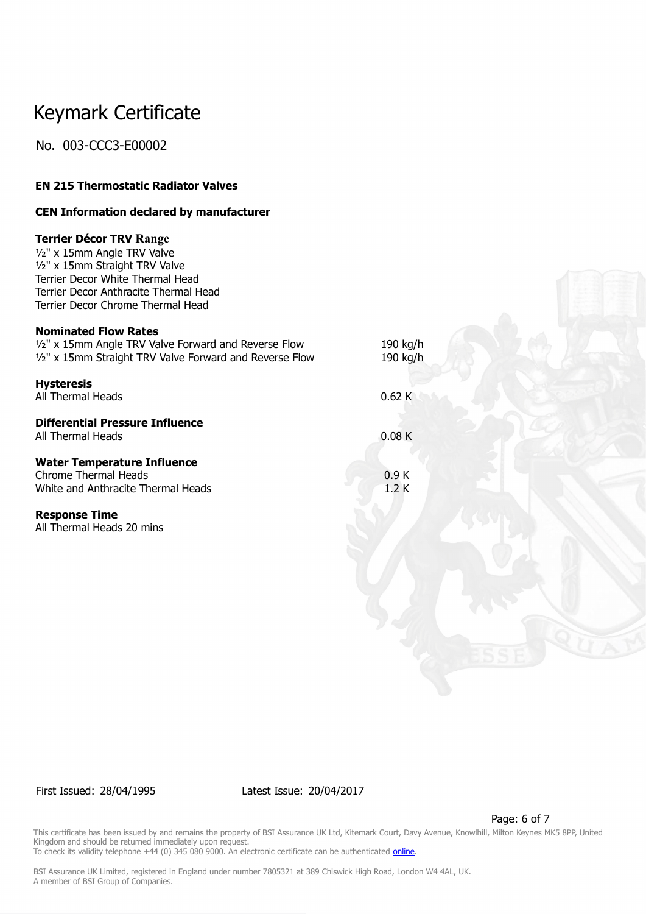# Keymark Certificate

No. 003-CCC3-E00002

**EN 215 Thermostatic Radiator Valves**

**CEN Information declared by manufacturer**

**Terrier Décor TRV Range**
½" x 15mm Angle TRV Valve
½" x 15mm Straight TRV Valve
Terrier Decor White Thermal Head
Terrier Decor Anthracite Thermal Head
Terrier Decor Chrome Thermal Head

**Nominated Flow Rates**

| | |
|---|---|
| ½" x 15mm Angle TRV Valve Forward and Reverse Flow | 190 kg/h |
| ½" x 15mm Straight TRV Valve Forward and Reverse Flow | 190 kg/h |

**Hysteresis**

| | |
|---|---|
| All Thermal Heads | 0.62 K |

**Differential Pressure Influence**

| | |
|---|---|
| All Thermal Heads | 0.08 K |

**Water Temperature Influence**

| | |
|---|---|
| Chrome Thermal Heads | 0.9 K |
| White and Anthracite Thermal Heads | 1.2 K |

**Response Time**
All Thermal Heads 20 mins

First Issued: 28/04/1995 Latest Issue: 20/04/2017

This certificate has been issued by and remains the property of BSI Assurance UK Ltd, Kitemark Court, Davy Avenue, Knowlhill, Milton Keynes MK5 8PP, United Kingdom and should be returned immediately upon request.
To check its validity telephone +44 (0) 345 080 9000. An electronic certificate can be authenticated online.

BSI Assurance UK Limited, registered in England under number 7805321 at 389 Chiswick High Road, London W4 4AL, UK.
A member of BSI Group of Companies.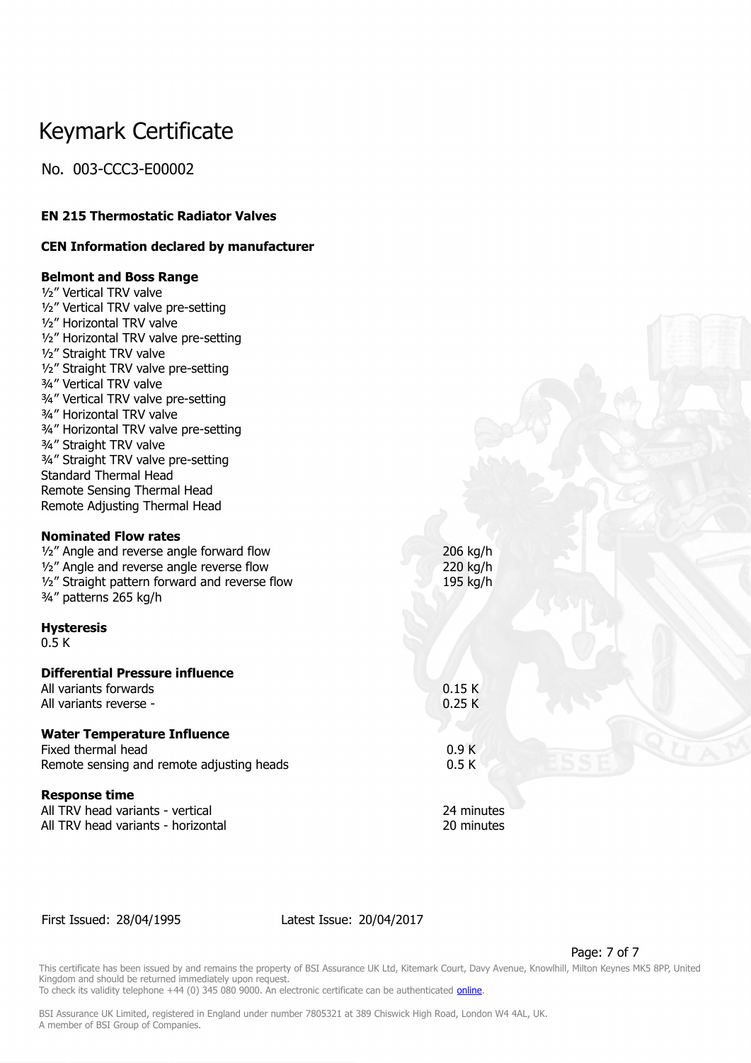# Keymark Certificate

No. 003-CCC3-E00002

**EN 215 Thermostatic Radiator Valves**

**CEN Information declared by manufacturer**

**Belmont and Boss Range**

½" Vertical TRV valve
½" Vertical TRV valve pre-setting
½" Horizontal TRV valve
½" Horizontal TRV valve pre-setting
½" Straight TRV valve
½" Straight TRV valve pre-setting
¾" Vertical TRV valve
¾" Vertical TRV valve pre-setting
¾" Horizontal TRV valve
¾" Horizontal TRV valve pre-setting
¾" Straight TRV valve
¾" Straight TRV valve pre-setting
Standard Thermal Head
Remote Sensing Thermal Head
Remote Adjusting Thermal Head

**Nominated Flow rates**

| | |
|---|---|
| ½" Angle and reverse angle forward flow | 206 kg/h |
| ½" Angle and reverse angle reverse flow | 220 kg/h |
| ½" Straight pattern forward and reverse flow | 195 kg/h |

¾" patterns 265 kg/h

**Hysteresis**

0.5 K

**Differential Pressure influence**

| | |
|---|---|
| All variants forwards | 0.15 K |
| All variants reverse - | 0.25 K |

**Water Temperature Influence**

| | |
|---|---|
| Fixed thermal head | 0.9 K |
| Remote sensing and remote adjusting heads | 0.5 K |

**Response time**

| | |
|---|---|
| All TRV head variants - vertical | 24 minutes |
| All TRV head variants - horizontal | 20 minutes |

First Issued: 28/04/1995 Latest Issue: 20/04/2017

This certificate has been issued by and remains the property of BSI Assurance UK Ltd, Kitemark Court, Davy Avenue, Knowlhill, Milton Keynes MK5 8PP, United Kingdom and should be returned immediately upon request.
To check its validity telephone +44 (0) 345 080 9000. An electronic certificate can be authenticated online.

BSI Assurance UK Limited, registered in England under number 7805321 at 389 Chiswick High Road, London W4 4AL, UK.
A member of BSI Group of Companies.